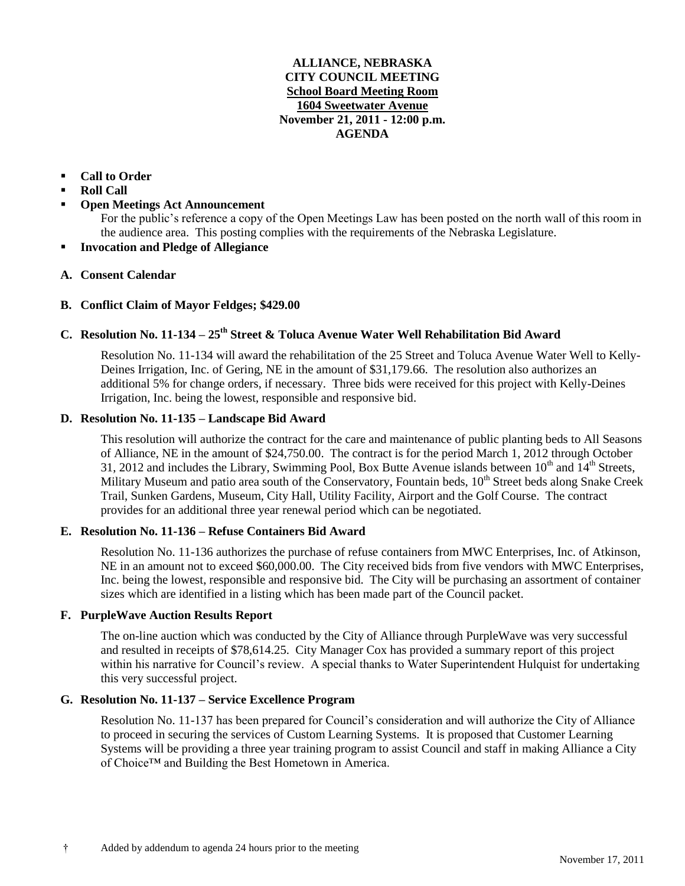**ALLIANCE, NEBRASKA**
**CITY COUNCIL MEETING**
**School Board Meeting Room**
**1604 Sweetwater Avenue**
**November 21, 2011 - 12:00 p.m.**
**AGENDA**

- **Call to Order**
- **Roll Call**
- **Open Meetings Act Announcement**
  For the public's reference a copy of the Open Meetings Law has been posted on the north wall of this room in the audience area. This posting complies with the requirements of the Nebraska Legislature.
- **Invocation and Pledge of Allegiance**

**A. Consent Calendar**

**B. Conflict Claim of Mayor Feldges; $429.00**

**C. Resolution No. 11-134 – 25th Street & Toluca Avenue Water Well Rehabilitation Bid Award**

Resolution No. 11-134 will award the rehabilitation of the 25 Street and Toluca Avenue Water Well to Kelly-Deines Irrigation, Inc. of Gering, NE in the amount of $31,179.66. The resolution also authorizes an additional 5% for change orders, if necessary. Three bids were received for this project with Kelly-Deines Irrigation, Inc. being the lowest, responsible and responsive bid.

**D. Resolution No. 11-135 – Landscape Bid Award**

This resolution will authorize the contract for the care and maintenance of public planting beds to All Seasons of Alliance, NE in the amount of $24,750.00. The contract is for the period March 1, 2012 through October 31, 2012 and includes the Library, Swimming Pool, Box Butte Avenue islands between 10th and 14th Streets, Military Museum and patio area south of the Conservatory, Fountain beds, 10th Street beds along Snake Creek Trail, Sunken Gardens, Museum, City Hall, Utility Facility, Airport and the Golf Course. The contract provides for an additional three year renewal period which can be negotiated.

**E. Resolution No. 11-136 – Refuse Containers Bid Award**

Resolution No. 11-136 authorizes the purchase of refuse containers from MWC Enterprises, Inc. of Atkinson, NE in an amount not to exceed $60,000.00. The City received bids from five vendors with MWC Enterprises, Inc. being the lowest, responsible and responsive bid. The City will be purchasing an assortment of container sizes which are identified in a listing which has been made part of the Council packet.

**F. PurpleWave Auction Results Report**

The on-line auction which was conducted by the City of Alliance through PurpleWave was very successful and resulted in receipts of $78,614.25. City Manager Cox has provided a summary report of this project within his narrative for Council's review. A special thanks to Water Superintendent Hulquist for undertaking this very successful project.

**G. Resolution No. 11-137 – Service Excellence Program**

Resolution No. 11-137 has been prepared for Council's consideration and will authorize the City of Alliance to proceed in securing the services of Custom Learning Systems. It is proposed that Customer Learning Systems will be providing a three year training program to assist Council and staff in making Alliance a City of Choice™ and Building the Best Hometown in America.

† Added by addendum to agenda 24 hours prior to the meeting

November 17, 2011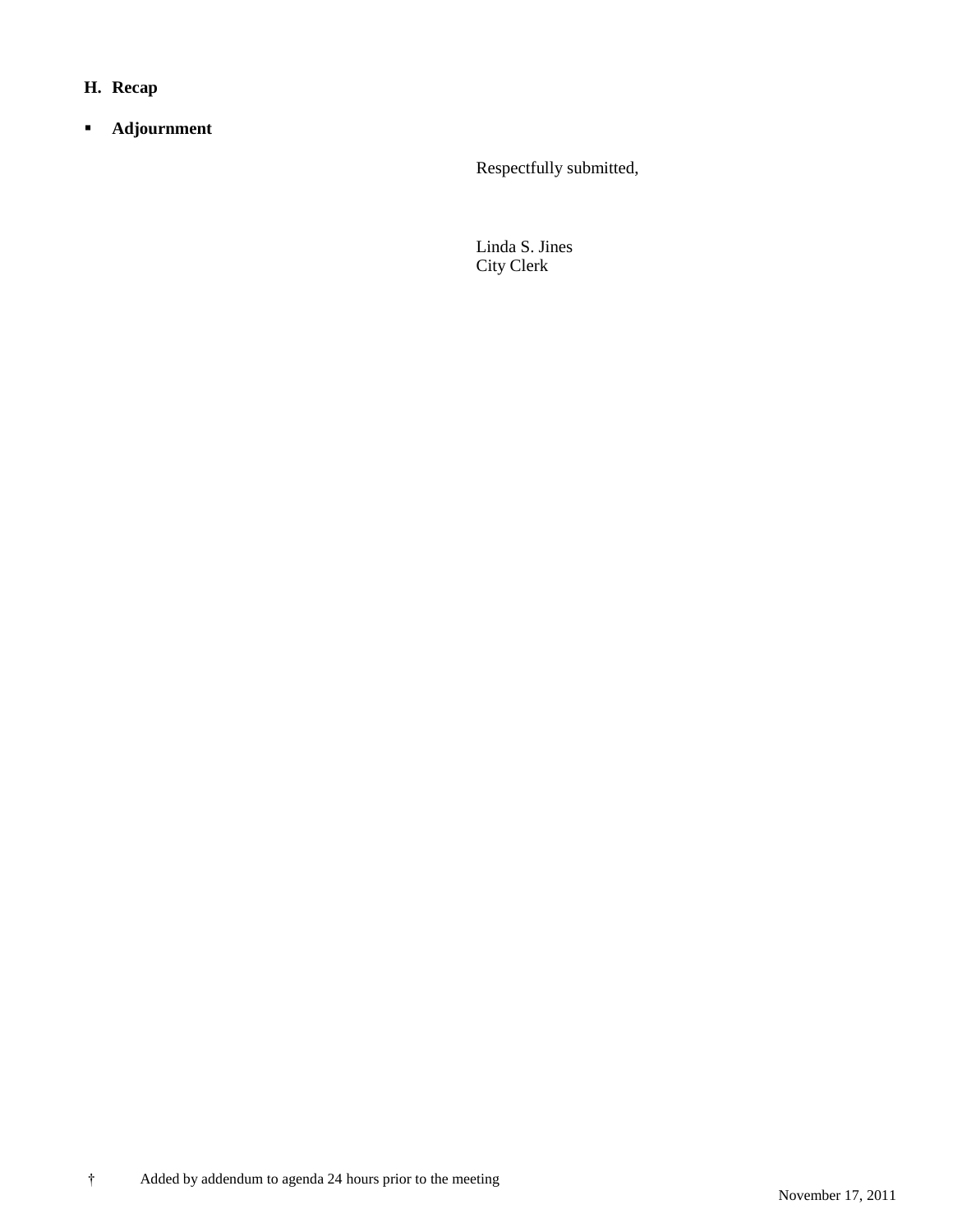**H. Recap**

- **Adjournment**

Respectfully submitted,

Linda S. Jines
City Clerk

† Added by addendum to agenda 24 hours prior to the meeting

November 17, 2011